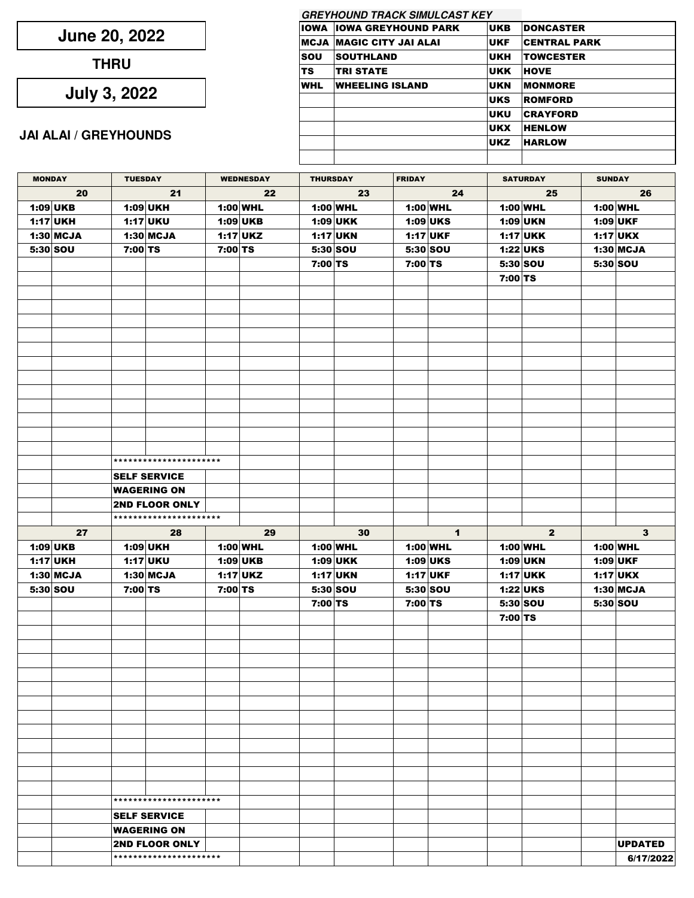# June 20, 2022

**THRU**

# July 3, 2022

**JAI ALAI / GREYHOUNDS**

*GREYHOUND TRACK SIMULCAST KEY*

| | | | |
|---|---|---|---|
| IOWA | IOWA GREYHOUND PARK | UKB | DONCASTER |
| MCJA | MAGIC CITY JAI ALAI | UKF | CENTRAL PARK |
| SOU | SOUTHLAND | UKH | TOWCESTER |
| TS | TRI STATE | UKK | HOVE |
| WHL | WHEELING ISLAND | UKN | MONMORE |
| | | UKS | ROMFORD |
| | | UKU | CRAYFORD |
| | | UKX | HENLOW |
| | | UKZ | HARLOW |

| MONDAY | | TUESDAY | | WEDNESDAY | | THURSDAY | | FRIDAY | | SATURDAY | | SUNDAY | |
|---|---|---|---|---|---|---|---|---|---|---|---|---|---|
| 20 | | 21 | | 22 | | 23 | | 24 | | 25 | | 26 | |
| 1:09 | UKB | 1:09 | UKH | 1:00 | WHL | 1:00 | WHL | 1:00 | WHL | 1:00 | WHL | 1:00 | WHL |
| 1:17 | UKH | 1:17 | UKU | 1:09 | UKB | 1:09 | UKK | 1:09 | UKS | 1:09 | UKN | 1:09 | UKF |
| 1:30 | MCJA | 1:30 | MCJA | 1:17 | UKZ | 1:17 | UKN | 1:17 | UKF | 1:17 | UKK | 1:17 | UKX |
| 5:30 | SOU | 7:00 | TS | 7:00 | TS | 5:30 | SOU | 5:30 | SOU | 1:22 | UKS | 1:30 | MCJA |
| | | | | | | 7:00 | TS | 7:00 | TS | 5:30 | SOU | 5:30 | SOU |
| | | | | | | | | | | 7:00 | TS | | |
| | | ********************* | | | | | | | | | | | |
| | | SELF SERVICE | | | | | | | | | | | |
| | | WAGERING ON | | | | | | | | | | | |
| | | 2ND FLOOR ONLY | | | | | | | | | | | |
| | | ********************* | | | | | | | | | | | |
| 27 | | 28 | | 29 | | 30 | | 1 | | 2 | | 3 | |
| 1:09 | UKB | 1:09 | UKH | 1:00 | WHL | 1:00 | WHL | 1:00 | WHL | 1:00 | WHL | 1:00 | WHL |
| 1:17 | UKH | 1:17 | UKU | 1:09 | UKB | 1:09 | UKK | 1:09 | UKS | 1:09 | UKN | 1:09 | UKF |
| 1:30 | MCJA | 1:30 | MCJA | 1:17 | UKZ | 1:17 | UKN | 1:17 | UKF | 1:17 | UKK | 1:17 | UKX |
| 5:30 | SOU | 7:00 | TS | 7:00 | TS | 5:30 | SOU | 5:30 | SOU | 1:22 | UKS | 1:30 | MCJA |
| | | | | | | 7:00 | TS | 7:00 | TS | 5:30 | SOU | 5:30 | SOU |
| | | | | | | | | | | 7:00 | TS | | |
| | | ********************* | | | | | | | | | | | |
| | | SELF SERVICE | | | | | | | | | | | |
| | | WAGERING ON | | | | | | | | | | | |
| | | 2ND FLOOR ONLY | | | | | | | | | | | UPDATED |
| | | ********************* | | | | | | | | | | | 6/17/2022 |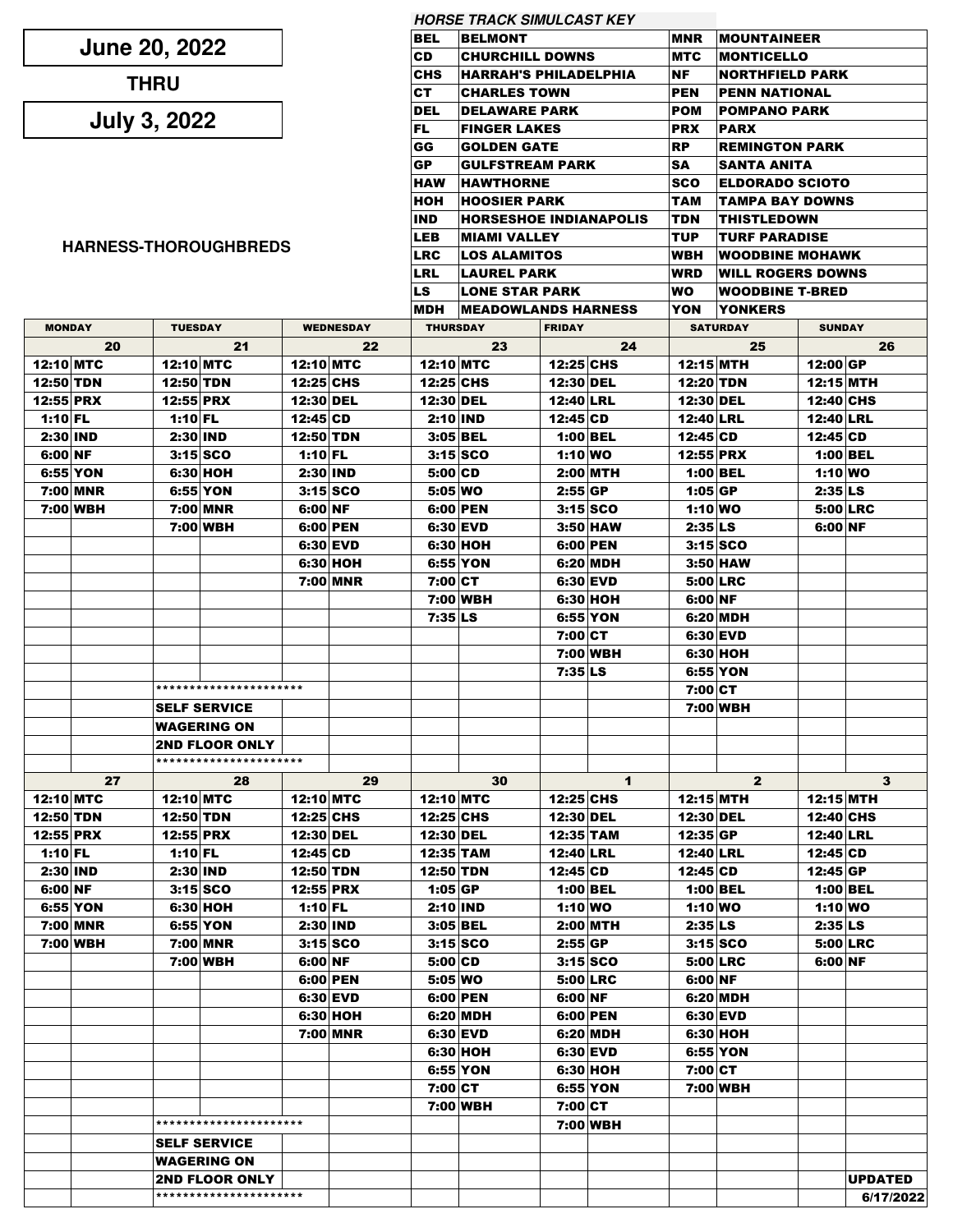# June 20, 2022

**THRU**

# July 3, 2022

**HARNESS-THOROUGHBREDS**

***HORSE TRACK SIMULCAST KEY***

| | | | |
|---|---|---|---|
| BEL | BELMONT | MNR | MOUNTAINEER |
| CD | CHURCHILL DOWNS | MTC | MONTICELLO |
| CHS | HARRAH'S PHILADELPHIA | NF | NORTHFIELD PARK |
| CT | CHARLES TOWN | PEN | PENN NATIONAL |
| DEL | DELAWARE PARK | POM | POMPANO PARK |
| FL | FINGER LAKES | PRX | PARX |
| GG | GOLDEN GATE | RP | REMINGTON PARK |
| GP | GULFSTREAM PARK | SA | SANTA ANITA |
| HAW | HAWTHORNE | SCO | ELDORADO SCIOTO |
| HOH | HOOSIER PARK | TAM | TAMPA BAY DOWNS |
| IND | HORSESHOE INDIANAPOLIS | TDN | THISTLEDOWN |
| LEB | MIAMI VALLEY | TUP | TURF PARADISE |
| LRC | LOS ALAMITOS | WBH | WOODBINE MOHAWK |
| LRL | LAUREL PARK | WRD | WILL ROGERS DOWNS |
| LS | LONE STAR PARK | WO | WOODBINE T-BRED |
| MDH | MEADOWLANDS HARNESS | YON | YONKERS |

| MONDAY | | TUESDAY | | WEDNESDAY | | THURSDAY | | FRIDAY | | SATURDAY | | SUNDAY | |
|---|---|---|---|---|---|---|---|---|---|---|---|---|---|
| 20 | | 21 | | 22 | | 23 | | 24 | | 25 | | 26 | |
| 12:10 | MTC | 12:10 | MTC | 12:10 | MTC | 12:10 | MTC | 12:25 | CHS | 12:15 | MTH | 12:00 | GP |
| 12:50 | TDN | 12:50 | TDN | 12:25 | CHS | 12:25 | CHS | 12:30 | DEL | 12:20 | TDN | 12:15 | MTH |
| 12:55 | PRX | 12:55 | PRX | 12:30 | DEL | 12:30 | DEL | 12:40 | LRL | 12:30 | DEL | 12:40 | CHS |
| 1:10 | FL | 1:10 | FL | 12:45 | CD | 2:10 | IND | 12:45 | CD | 12:40 | LRL | 12:40 | LRL |
| 2:30 | IND | 2:30 | IND | 12:50 | TDN | 3:05 | BEL | 1:00 | BEL | 12:45 | CD | 12:45 | CD |
| 6:00 | NF | 3:15 | SCO | 1:10 | FL | 3:15 | SCO | 1:10 | WO | 12:55 | PRX | 1:00 | BEL |
| 6:55 | YON | 6:30 | HOH | 2:30 | IND | 5:00 | CD | 2:00 | MTH | 1:00 | BEL | 1:10 | WO |
| 7:00 | MNR | 6:55 | YON | 3:15 | SCO | 5:05 | WO | 2:55 | GP | 1:05 | GP | 2:35 | LS |
| 7:00 | WBH | 7:00 | MNR | 6:00 | NF | 6:00 | PEN | 3:15 | SCO | 1:10 | WO | 5:00 | LRC |
| | | 7:00 | WBH | 6:00 | PEN | 6:30 | EVD | 3:50 | HAW | 2:35 | LS | 6:00 | NF |
| | | | | 6:30 | EVD | 6:30 | HOH | 6:00 | PEN | 3:15 | SCO | | |
| | | | | 6:30 | HOH | 6:55 | YON | 6:20 | MDH | 3:50 | HAW | | |
| | | | | 7:00 | MNR | 7:00 | CT | 6:30 | EVD | 5:00 | LRC | | |
| | | | | | | 7:00 | WBH | 6:30 | HOH | 6:00 | NF | | |
| | | | | | | 7:35 | LS | 6:55 | YON | 6:20 | MDH | | |
| | | | | | | | | 7:00 | CT | 6:30 | EVD | | |
| | | | | | | | | 7:00 | WBH | 6:30 | HOH | | |
| | | | | | | | | 7:35 | LS | 6:55 | YON | | |
| | | ********************* | | | | | | | | 7:00 | CT | | |
| | | SELF SERVICE | | | | | | | | 7:00 | WBH | | |
| | | WAGERING ON | | | | | | | | | | | |
| | | 2ND FLOOR ONLY | | | | | | | | | | | |
| | | ********************* | | | | | | | | | | | |
| 27 | | 28 | | 29 | | 30 | | 1 | | 2 | | 3 | |
| 12:10 | MTC | 12:10 | MTC | 12:10 | MTC | 12:10 | MTC | 12:25 | CHS | 12:15 | MTH | 12:15 | MTH |
| 12:50 | TDN | 12:50 | TDN | 12:25 | CHS | 12:25 | CHS | 12:30 | DEL | 12:30 | DEL | 12:40 | CHS |
| 12:55 | PRX | 12:55 | PRX | 12:30 | DEL | 12:30 | DEL | 12:35 | TAM | 12:35 | GP | 12:40 | LRL |
| 1:10 | FL | 1:10 | FL | 12:45 | CD | 12:35 | TAM | 12:40 | LRL | 12:40 | LRL | 12:45 | CD |
| 2:30 | IND | 2:30 | IND | 12:50 | TDN | 12:50 | TDN | 12:45 | CD | 12:45 | CD | 12:45 | GP |
| 6:00 | NF | 3:15 | SCO | 12:55 | PRX | 1:05 | GP | 1:00 | BEL | 1:00 | BEL | 1:00 | BEL |
| 6:55 | YON | 6:30 | HOH | 1:10 | FL | 2:10 | IND | 1:10 | WO | 1:10 | WO | 1:10 | WO |
| 7:00 | MNR | 6:55 | YON | 2:30 | IND | 3:05 | BEL | 2:00 | MTH | 2:35 | LS | 2:35 | LS |
| 7:00 | WBH | 7:00 | MNR | 3:15 | SCO | 3:15 | SCO | 2:55 | GP | 3:15 | SCO | 5:00 | LRC |
| | | 7:00 | WBH | 6:00 | NF | 5:00 | CD | 3:15 | SCO | 5:00 | LRC | 6:00 | NF |
| | | | | 6:00 | PEN | 5:05 | WO | 5:00 | LRC | 6:00 | NF | | |
| | | | | 6:30 | EVD | 6:00 | PEN | 6:00 | NF | 6:20 | MDH | | |
| | | | | 6:30 | HOH | 6:20 | MDH | 6:00 | PEN | 6:30 | EVD | | |
| | | | | 7:00 | MNR | 6:30 | EVD | 6:20 | MDH | 6:30 | HOH | | |
| | | | | | | 6:30 | HOH | 6:30 | EVD | 6:55 | YON | | |
| | | | | | | 6:55 | YON | 6:30 | HOH | 7:00 | CT | | |
| | | | | | | 7:00 | CT | 6:55 | YON | 7:00 | WBH | | |
| | | | | | | 7:00 | WBH | 7:00 | CT | | | | |
| | | ********************* | | | | | | 7:00 | WBH | | | | |
| | | SELF SERVICE | | | | | | | | | | | |
| | | WAGERING ON | | | | | | | | | | | |
| | | 2ND FLOOR ONLY | | | | | | | | | | | UPDATED |
| | | ********************* | | | | | | | | | | | 6/17/2022 |